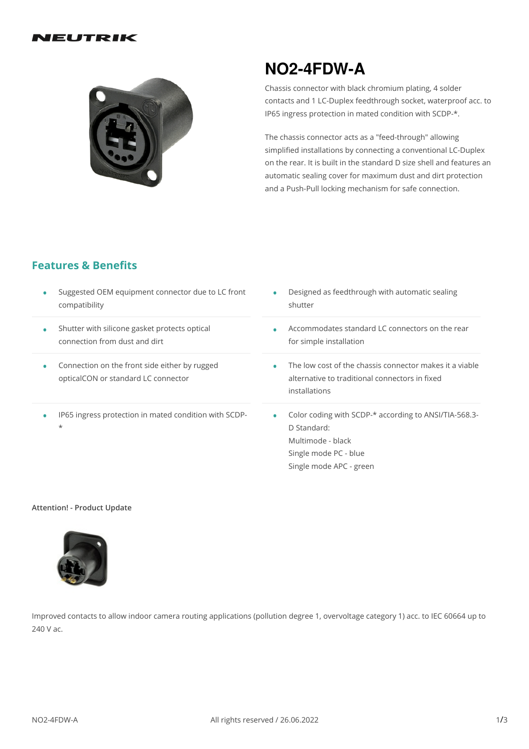# NO2-4FDW-A

Chassis connector with black chromium plating, 4 solder contacts and 1 LC-Duplex feedthrough socket, waterproof acc. to IP65 ingress protection in mated condition with SCDP-*.

The chassis connector acts as a "feed-through" allowing simplified installations by connecting a conventional LC-Duplex on the rear. It is built in the standard D size shell and features an automatic sealing cover for maximum dust and dirt protection and a Push-Pull locking mechanism for safe connection.

## Features & Benefits

- Suggested OEM equipment connector due to LC front compatibility
- Designed as feedthrough with automatic sealing shutter
- Shutter with silicone gasket protects optical connection from dust and dirt
- Accommodates standard LC connectors on the rear for simple installation
- Connection on the front side either by rugged opticalCON or standard LC connector
- The low cost of the chassis connector makes it a viable alternative to traditional connectors in fixed installations
- IP65 ingress protection in mated condition with SCDP-*
- Color coding with SCDP-* according to ANSI/TIA-568.3-D Standard:
  Multimode - black
  Single mode PC - blue
  Single mode APC - green

**Attention! - Product Update**

Improved contacts to allow indoor camera routing applications (pollution degree 1, overvoltage category 1) acc. to IEC 60664 up to 240 V ac.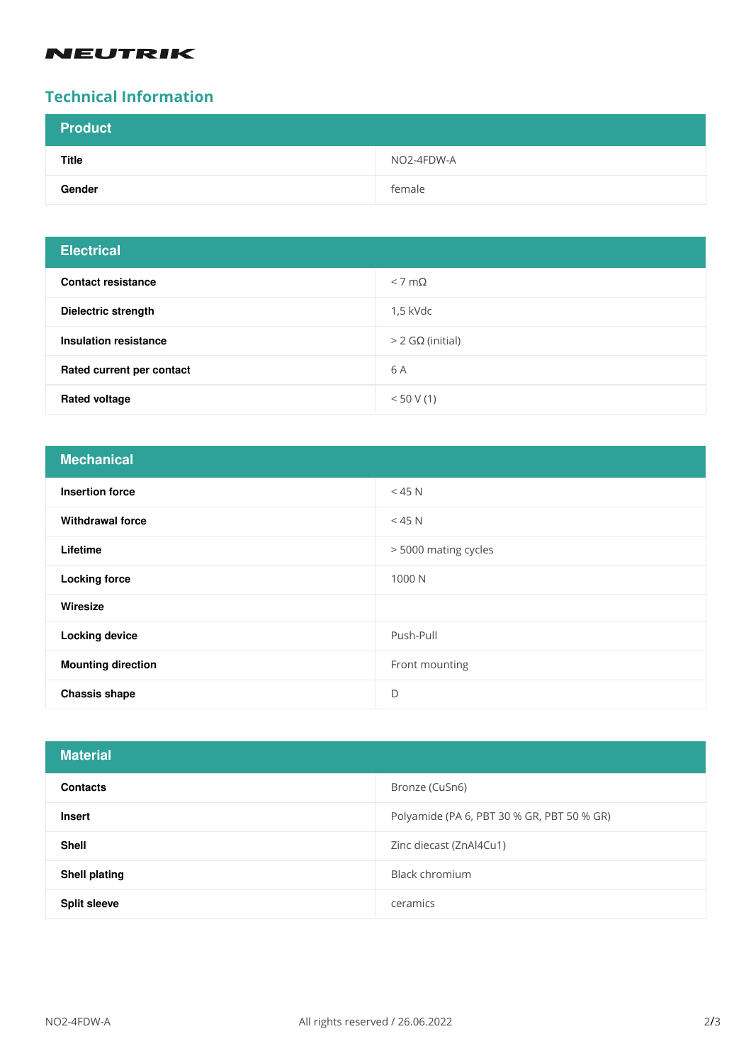NEUTRIK

## Technical Information

| Product | |
|---|---|
| **Title** | NO2-4FDW-A |
| **Gender** | female |

| Electrical | |
|---|---|
| **Contact resistance** | < 7 mΩ |
| **Dielectric strength** | 1,5 kVdc |
| **Insulation resistance** | > 2 GΩ (initial) |
| **Rated current per contact** | 6 A |
| **Rated voltage** | < 50 V (1) |

| Mechanical | |
|---|---|
| **Insertion force** | < 45 N |
| **Withdrawal force** | < 45 N |
| **Lifetime** | > 5000 mating cycles |
| **Locking force** | 1000 N |
| **Wiresize** | |
| **Locking device** | Push-Pull |
| **Mounting direction** | Front mounting |
| **Chassis shape** | D |

| Material | |
|---|---|
| **Contacts** | Bronze (CuSn6) |
| **Insert** | Polyamide (PA 6, PBT 30 % GR, PBT 50 % GR) |
| **Shell** | Zinc diecast (ZnAl4Cu1) |
| **Shell plating** | Black chromium |
| **Split sleeve** | ceramics |

NO2-4FDW-A All rights reserved / 26.06.2022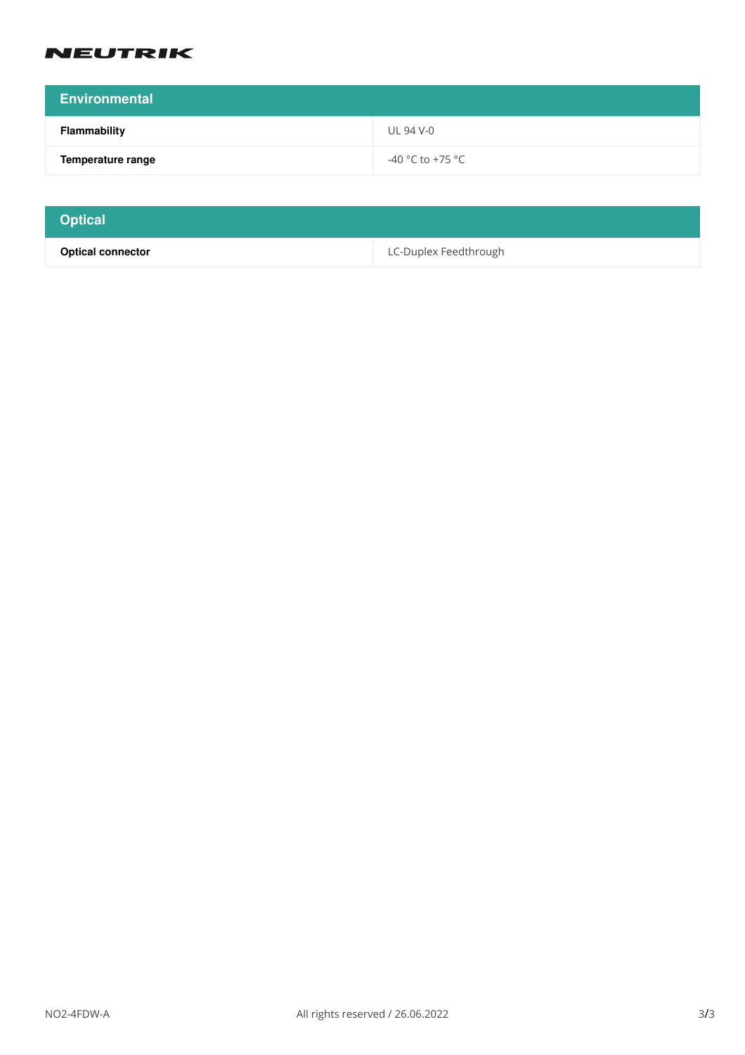## Environmental

| | |
|---|---|
| **Flammability** | UL 94 V-0 |
| **Temperature range** | -40 °C to +75 °C |

## Optical

| | |
|---|---|
| **Optical connector** | LC-Duplex Feedthrough |